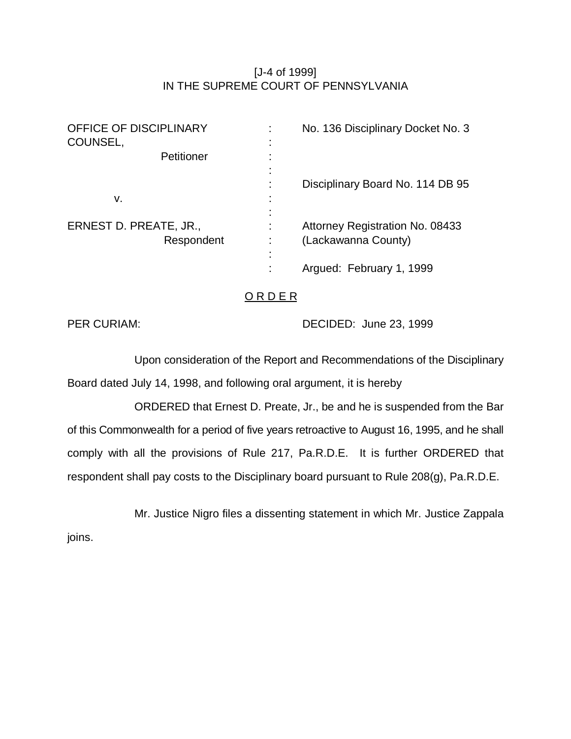[J-4 of 1999]
IN THE SUPREME COURT OF PENNSYLVANIA

| | | |
|---|---|---|
| OFFICE OF DISCIPLINARY COUNSEL, Petitioner | : | No. 136 Disciplinary Docket No. 3 |
| | : | Disciplinary Board No. 114 DB 95 |
| v. | : | |
| ERNEST D. PREATE, JR., Respondent | : | Attorney Registration No. 08433 (Lackawanna County) |
| | : | Argued: February 1, 1999 |

## O R D E R

PER CURIAM: DECIDED: June 23, 1999

Upon consideration of the Report and Recommendations of the Disciplinary Board dated July 14, 1998, and following oral argument, it is hereby

ORDERED that Ernest D. Preate, Jr., be and he is suspended from the Bar of this Commonwealth for a period of five years retroactive to August 16, 1995, and he shall comply with all the provisions of Rule 217, Pa.R.D.E. It is further ORDERED that respondent shall pay costs to the Disciplinary board pursuant to Rule 208(g), Pa.R.D.E.

Mr. Justice Nigro files a dissenting statement in which Mr. Justice Zappala joins.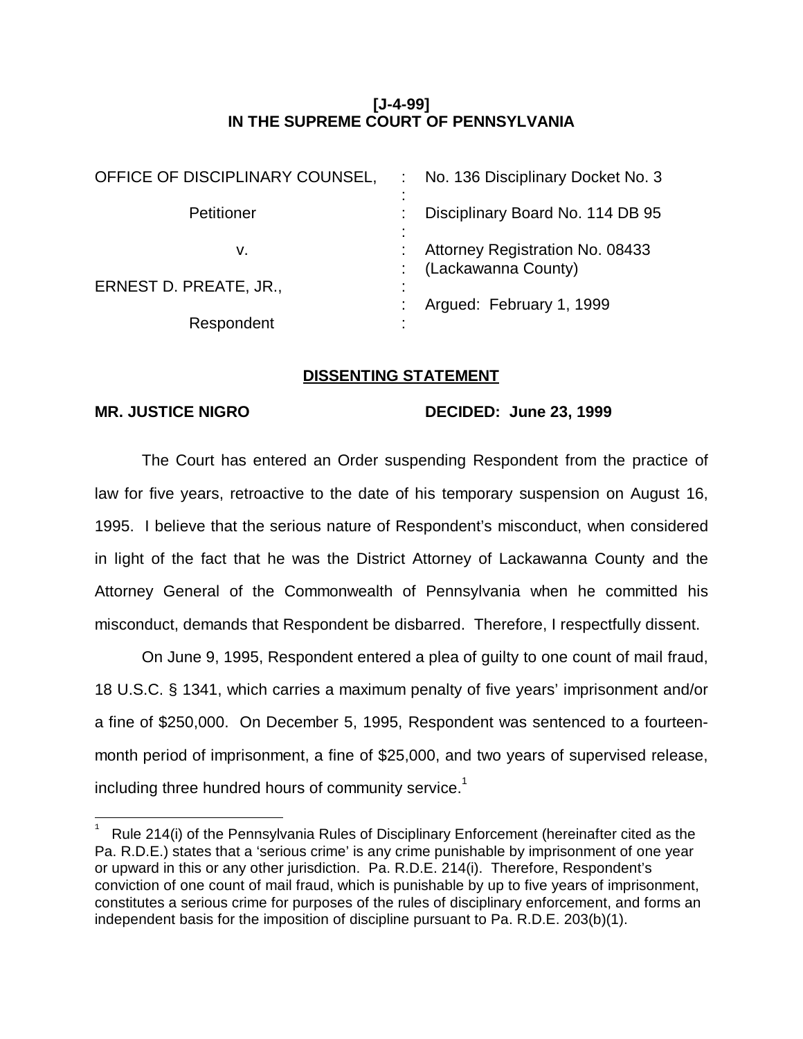**[J-4-99]**
**IN THE SUPREME COURT OF PENNSYLVANIA**

| | | |
|---|---|---|
| OFFICE OF DISCIPLINARY COUNSEL, | : | No. 136 Disciplinary Docket No. 3 |
| Petitioner | : | Disciplinary Board No. 114 DB 95 |
| v. | : | Attorney Registration No. 08433 (Lackawanna County) |
| ERNEST D. PREATE, JR., | : | Argued: February 1, 1999 |
| Respondent | : | |

## DISSENTING STATEMENT

**MR. JUSTICE NIGRO** **DECIDED: June 23, 1999**

The Court has entered an Order suspending Respondent from the practice of law for five years, retroactive to the date of his temporary suspension on August 16, 1995. I believe that the serious nature of Respondent's misconduct, when considered in light of the fact that he was the District Attorney of Lackawanna County and the Attorney General of the Commonwealth of Pennsylvania when he committed his misconduct, demands that Respondent be disbarred. Therefore, I respectfully dissent.

On June 9, 1995, Respondent entered a plea of guilty to one count of mail fraud, 18 U.S.C. § 1341, which carries a maximum penalty of five years' imprisonment and/or a fine of $250,000. On December 5, 1995, Respondent was sentenced to a fourteen-month period of imprisonment, a fine of $25,000, and two years of supervised release, including three hundred hours of community service.[1]

[1] Rule 214(i) of the Pennsylvania Rules of Disciplinary Enforcement (hereinafter cited as the Pa. R.D.E.) states that a 'serious crime' is any crime punishable by imprisonment of one year or upward in this or any other jurisdiction. Pa. R.D.E. 214(i). Therefore, Respondent's conviction of one count of mail fraud, which is punishable by up to five years of imprisonment, constitutes a serious crime for purposes of the rules of disciplinary enforcement, and forms an independent basis for the imposition of discipline pursuant to Pa. R.D.E. 203(b)(1).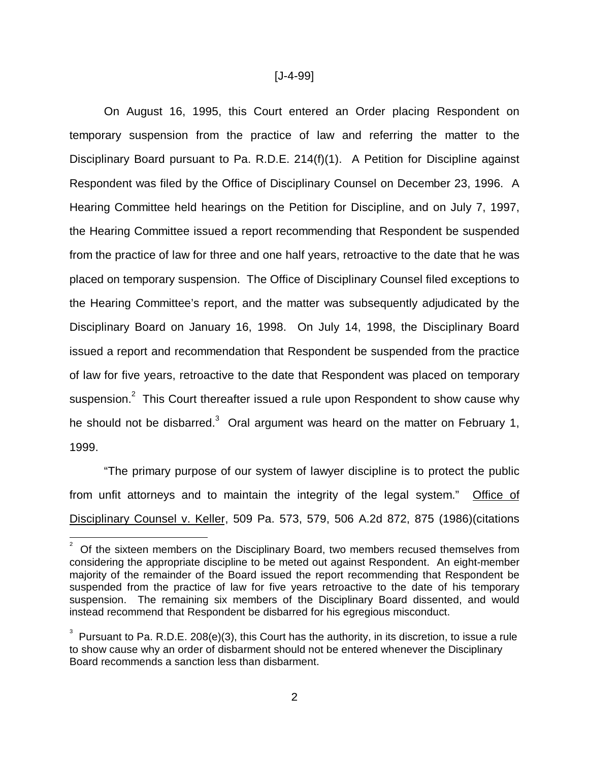On August 16, 1995, this Court entered an Order placing Respondent on temporary suspension from the practice of law and referring the matter to the Disciplinary Board pursuant to Pa. R.D.E. 214(f)(1). A Petition for Discipline against Respondent was filed by the Office of Disciplinary Counsel on December 23, 1996. A Hearing Committee held hearings on the Petition for Discipline, and on July 7, 1997, the Hearing Committee issued a report recommending that Respondent be suspended from the practice of law for three and one half years, retroactive to the date that he was placed on temporary suspension. The Office of Disciplinary Counsel filed exceptions to the Hearing Committee's report, and the matter was subsequently adjudicated by the Disciplinary Board on January 16, 1998. On July 14, 1998, the Disciplinary Board issued a report and recommendation that Respondent be suspended from the practice of law for five years, retroactive to the date that Respondent was placed on temporary suspension.[2] This Court thereafter issued a rule upon Respondent to show cause why he should not be disbarred.[3] Oral argument was heard on the matter on February 1, 1999.

"The primary purpose of our system of lawyer discipline is to protect the public from unfit attorneys and to maintain the integrity of the legal system." Office of Disciplinary Counsel v. Keller, 509 Pa. 573, 579, 506 A.2d 872, 875 (1986)(citations

---

[2] Of the sixteen members on the Disciplinary Board, two members recused themselves from considering the appropriate discipline to be meted out against Respondent. An eight-member majority of the remainder of the Board issued the report recommending that Respondent be suspended from the practice of law for five years retroactive to the date of his temporary suspension. The remaining six members of the Disciplinary Board dissented, and would instead recommend that Respondent be disbarred for his egregious misconduct.

[3] Pursuant to Pa. R.D.E. 208(e)(3), this Court has the authority, in its discretion, to issue a rule to show cause why an order of disbarment should not be entered whenever the Disciplinary Board recommends a sanction less than disbarment.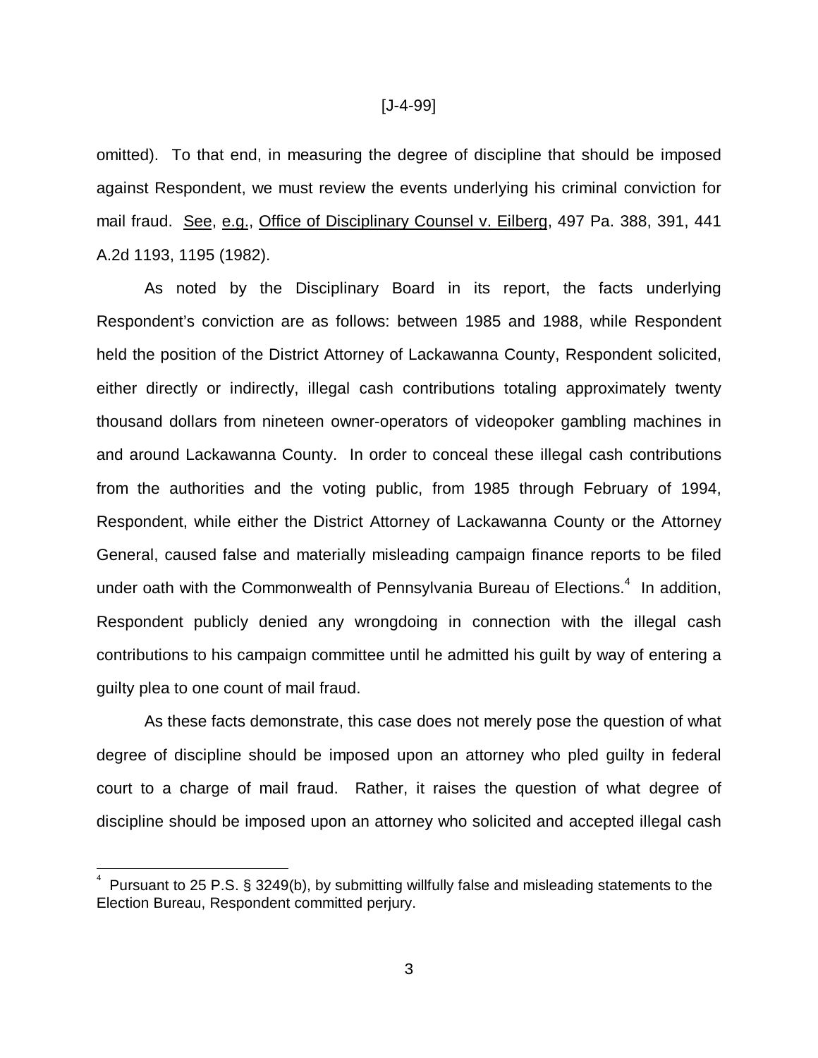omitted). To that end, in measuring the degree of discipline that should be imposed against Respondent, we must review the events underlying his criminal conviction for mail fraud. See, e.g., Office of Disciplinary Counsel v. Eilberg, 497 Pa. 388, 391, 441 A.2d 1193, 1195 (1982).

As noted by the Disciplinary Board in its report, the facts underlying Respondent's conviction are as follows: between 1985 and 1988, while Respondent held the position of the District Attorney of Lackawanna County, Respondent solicited, either directly or indirectly, illegal cash contributions totaling approximately twenty thousand dollars from nineteen owner-operators of videopoker gambling machines in and around Lackawanna County. In order to conceal these illegal cash contributions from the authorities and the voting public, from 1985 through February of 1994, Respondent, while either the District Attorney of Lackawanna County or the Attorney General, caused false and materially misleading campaign finance reports to be filed under oath with the Commonwealth of Pennsylvania Bureau of Elections.[4] In addition, Respondent publicly denied any wrongdoing in connection with the illegal cash contributions to his campaign committee until he admitted his guilt by way of entering a guilty plea to one count of mail fraud.

As these facts demonstrate, this case does not merely pose the question of what degree of discipline should be imposed upon an attorney who pled guilty in federal court to a charge of mail fraud. Rather, it raises the question of what degree of discipline should be imposed upon an attorney who solicited and accepted illegal cash

---

[4] Pursuant to 25 P.S. § 3249(b), by submitting willfully false and misleading statements to the Election Bureau, Respondent committed perjury.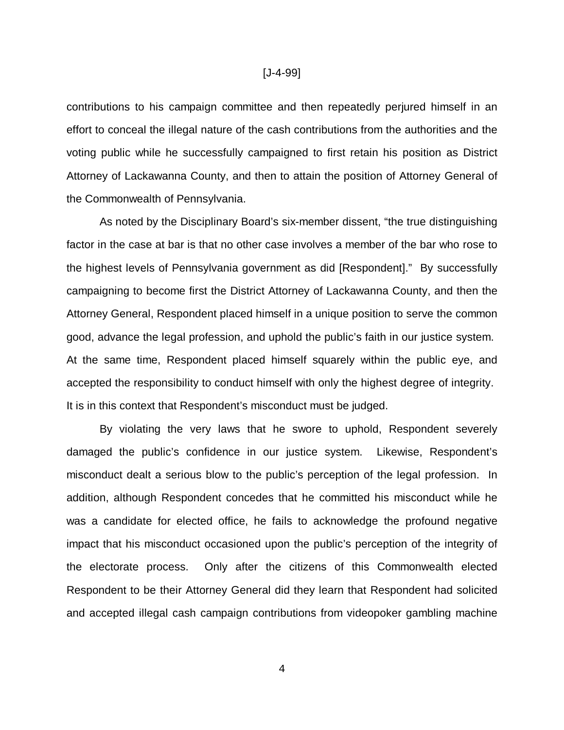contributions to his campaign committee and then repeatedly perjured himself in an effort to conceal the illegal nature of the cash contributions from the authorities and the voting public while he successfully campaigned to first retain his position as District Attorney of Lackawanna County, and then to attain the position of Attorney General of the Commonwealth of Pennsylvania.

As noted by the Disciplinary Board's six-member dissent, "the true distinguishing factor in the case at bar is that no other case involves a member of the bar who rose to the highest levels of Pennsylvania government as did [Respondent]." By successfully campaigning to become first the District Attorney of Lackawanna County, and then the Attorney General, Respondent placed himself in a unique position to serve the common good, advance the legal profession, and uphold the public's faith in our justice system. At the same time, Respondent placed himself squarely within the public eye, and accepted the responsibility to conduct himself with only the highest degree of integrity. It is in this context that Respondent's misconduct must be judged.

By violating the very laws that he swore to uphold, Respondent severely damaged the public's confidence in our justice system. Likewise, Respondent's misconduct dealt a serious blow to the public's perception of the legal profession. In addition, although Respondent concedes that he committed his misconduct while he was a candidate for elected office, he fails to acknowledge the profound negative impact that his misconduct occasioned upon the public's perception of the integrity of the electorate process. Only after the citizens of this Commonwealth elected Respondent to be their Attorney General did they learn that Respondent had solicited and accepted illegal cash campaign contributions from videopoker gambling machine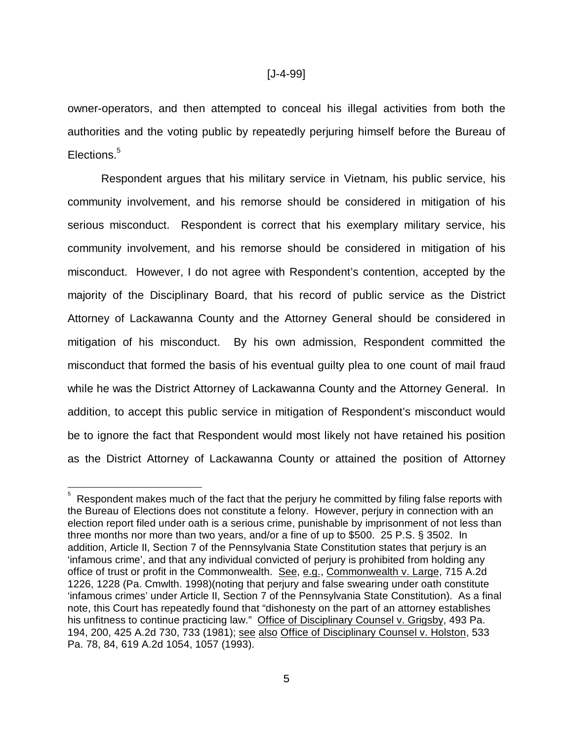owner-operators, and then attempted to conceal his illegal activities from both the authorities and the voting public by repeatedly perjuring himself before the Bureau of Elections.[5]

Respondent argues that his military service in Vietnam, his public service, his community involvement, and his remorse should be considered in mitigation of his serious misconduct. Respondent is correct that his exemplary military service, his community involvement, and his remorse should be considered in mitigation of his misconduct. However, I do not agree with Respondent's contention, accepted by the majority of the Disciplinary Board, that his record of public service as the District Attorney of Lackawanna County and the Attorney General should be considered in mitigation of his misconduct. By his own admission, Respondent committed the misconduct that formed the basis of his eventual guilty plea to one count of mail fraud while he was the District Attorney of Lackawanna County and the Attorney General. In addition, to accept this public service in mitigation of Respondent's misconduct would be to ignore the fact that Respondent would most likely not have retained his position as the District Attorney of Lackawanna County or attained the position of Attorney

---

[5] Respondent makes much of the fact that the perjury he committed by filing false reports with the Bureau of Elections does not constitute a felony. However, perjury in connection with an election report filed under oath is a serious crime, punishable by imprisonment of not less than three months nor more than two years, and/or a fine of up to $500. 25 P.S. § 3502. In addition, Article II, Section 7 of the Pennsylvania State Constitution states that perjury is an 'infamous crime', and that any individual convicted of perjury is prohibited from holding any office of trust or profit in the Commonwealth. See, e.g., Commonwealth v. Large, 715 A.2d 1226, 1228 (Pa. Cmwlth. 1998)(noting that perjury and false swearing under oath constitute 'infamous crimes' under Article II, Section 7 of the Pennsylvania State Constitution). As a final note, this Court has repeatedly found that "dishonesty on the part of an attorney establishes his unfitness to continue practicing law." Office of Disciplinary Counsel v. Grigsby, 493 Pa. 194, 200, 425 A.2d 730, 733 (1981); see also Office of Disciplinary Counsel v. Holston, 533 Pa. 78, 84, 619 A.2d 1054, 1057 (1993).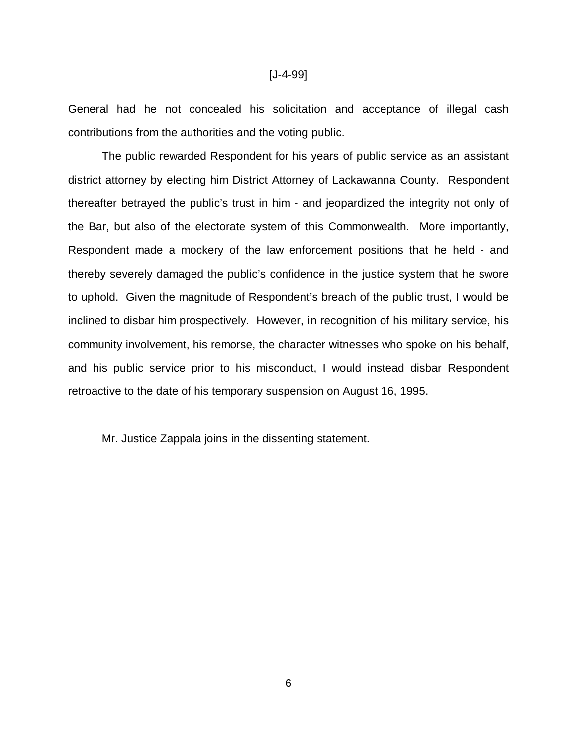General had he not concealed his solicitation and acceptance of illegal cash contributions from the authorities and the voting public.

The public rewarded Respondent for his years of public service as an assistant district attorney by electing him District Attorney of Lackawanna County. Respondent thereafter betrayed the public's trust in him - and jeopardized the integrity not only of the Bar, but also of the electorate system of this Commonwealth. More importantly, Respondent made a mockery of the law enforcement positions that he held - and thereby severely damaged the public's confidence in the justice system that he swore to uphold. Given the magnitude of Respondent's breach of the public trust, I would be inclined to disbar him prospectively. However, in recognition of his military service, his community involvement, his remorse, the character witnesses who spoke on his behalf, and his public service prior to his misconduct, I would instead disbar Respondent retroactive to the date of his temporary suspension on August 16, 1995.

Mr. Justice Zappala joins in the dissenting statement.